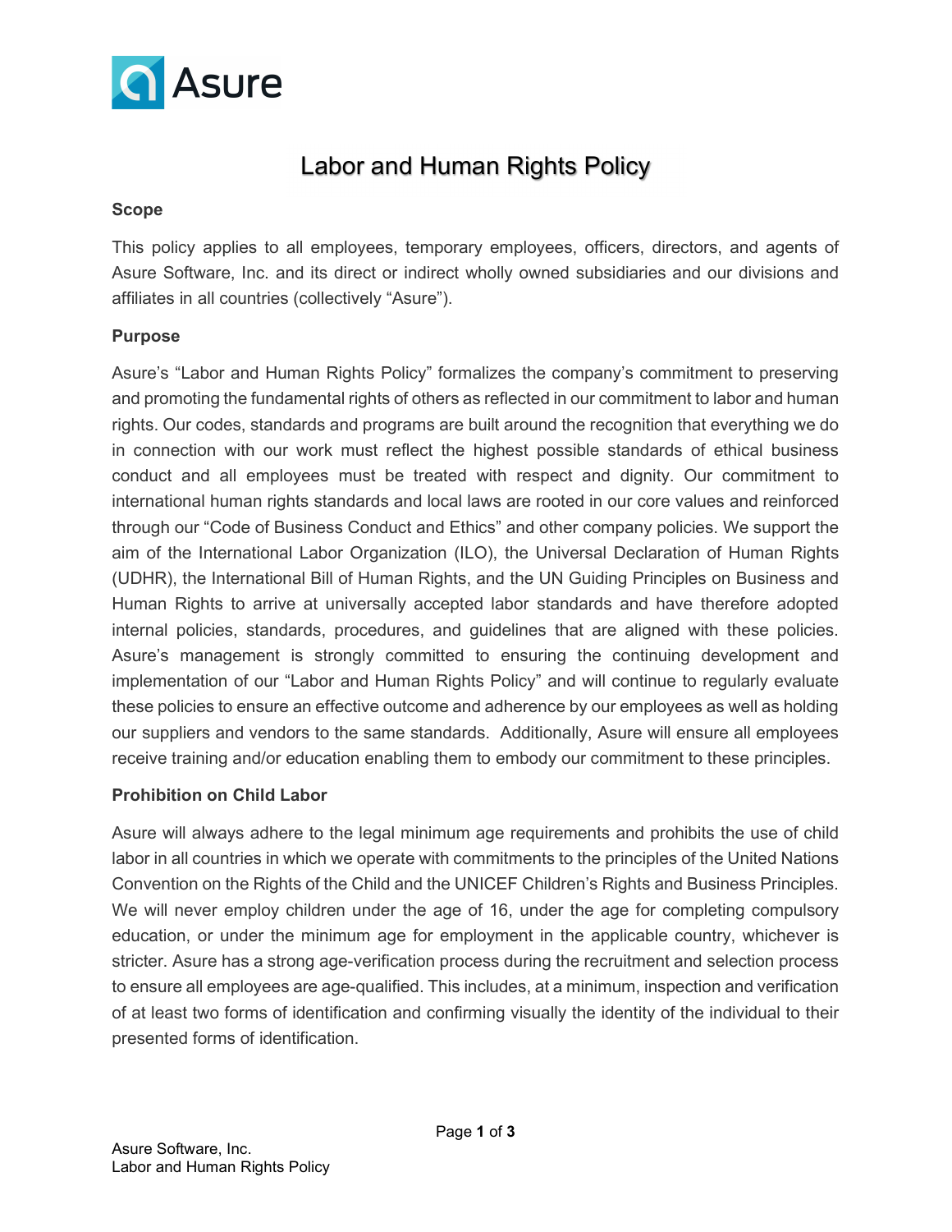# Labor and Human Rights Policy

**Scope**

This policy applies to all employees, temporary employees, officers, directors, and agents of Asure Software, Inc. and its direct or indirect wholly owned subsidiaries and our divisions and affiliates in all countries (collectively "Asure").

**Purpose**

Asure's "Labor and Human Rights Policy" formalizes the company's commitment to preserving and promoting the fundamental rights of others as reflected in our commitment to labor and human rights. Our codes, standards and programs are built around the recognition that everything we do in connection with our work must reflect the highest possible standards of ethical business conduct and all employees must be treated with respect and dignity. Our commitment to international human rights standards and local laws are rooted in our core values and reinforced through our "Code of Business Conduct and Ethics" and other company policies. We support the aim of the International Labor Organization (ILO), the Universal Declaration of Human Rights (UDHR), the International Bill of Human Rights, and the UN Guiding Principles on Business and Human Rights to arrive at universally accepted labor standards and have therefore adopted internal policies, standards, procedures, and guidelines that are aligned with these policies. Asure's management is strongly committed to ensuring the continuing development and implementation of our "Labor and Human Rights Policy" and will continue to regularly evaluate these policies to ensure an effective outcome and adherence by our employees as well as holding our suppliers and vendors to the same standards. Additionally, Asure will ensure all employees receive training and/or education enabling them to embody our commitment to these principles.

**Prohibition on Child Labor**

Asure will always adhere to the legal minimum age requirements and prohibits the use of child labor in all countries in which we operate with commitments to the principles of the United Nations Convention on the Rights of the Child and the UNICEF Children's Rights and Business Principles. We will never employ children under the age of 16, under the age for completing compulsory education, or under the minimum age for employment in the applicable country, whichever is stricter. Asure has a strong age-verification process during the recruitment and selection process to ensure all employees are age-qualified. This includes, at a minimum, inspection and verification of at least two forms of identification and confirming visually the identity of the individual to their presented forms of identification.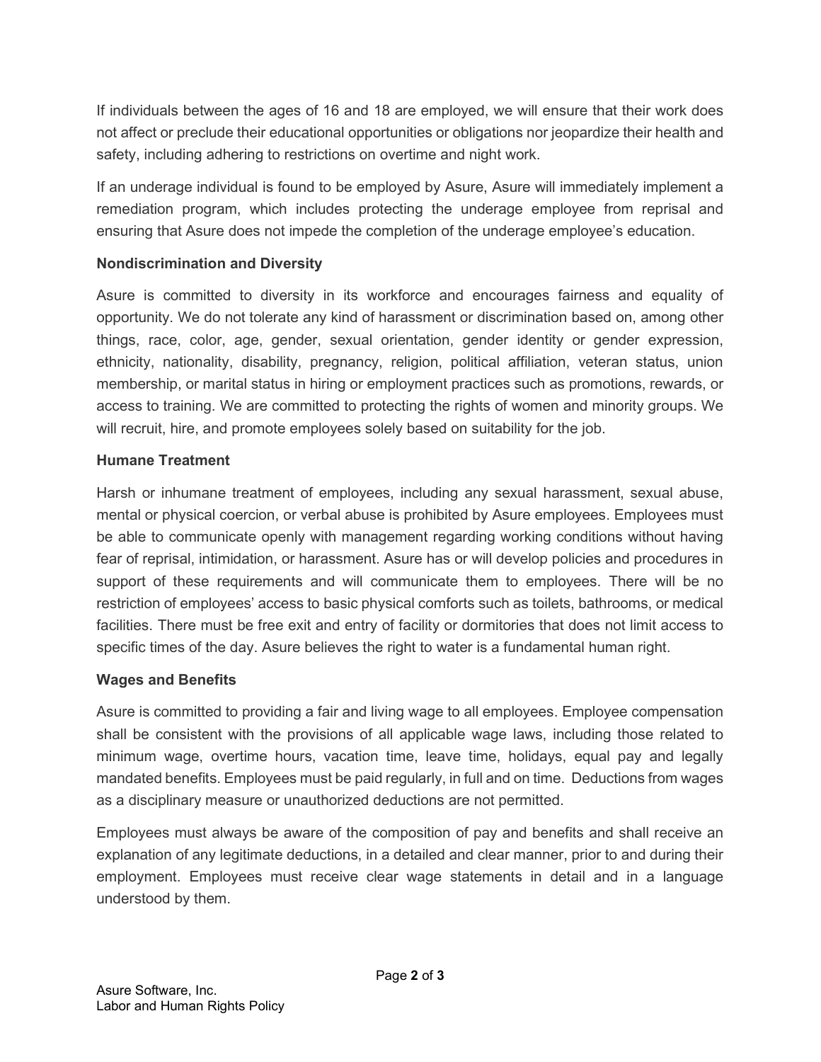If individuals between the ages of 16 and 18 are employed, we will ensure that their work does not affect or preclude their educational opportunities or obligations nor jeopardize their health and safety, including adhering to restrictions on overtime and night work.

If an underage individual is found to be employed by Asure, Asure will immediately implement a remediation program, which includes protecting the underage employee from reprisal and ensuring that Asure does not impede the completion of the underage employee's education.

**Nondiscrimination and Diversity**

Asure is committed to diversity in its workforce and encourages fairness and equality of opportunity. We do not tolerate any kind of harassment or discrimination based on, among other things, race, color, age, gender, sexual orientation, gender identity or gender expression, ethnicity, nationality, disability, pregnancy, religion, political affiliation, veteran status, union membership, or marital status in hiring or employment practices such as promotions, rewards, or access to training. We are committed to protecting the rights of women and minority groups. We will recruit, hire, and promote employees solely based on suitability for the job.

**Humane Treatment**

Harsh or inhumane treatment of employees, including any sexual harassment, sexual abuse, mental or physical coercion, or verbal abuse is prohibited by Asure employees. Employees must be able to communicate openly with management regarding working conditions without having fear of reprisal, intimidation, or harassment. Asure has or will develop policies and procedures in support of these requirements and will communicate them to employees. There will be no restriction of employees' access to basic physical comforts such as toilets, bathrooms, or medical facilities. There must be free exit and entry of facility or dormitories that does not limit access to specific times of the day. Asure believes the right to water is a fundamental human right.

**Wages and Benefits**

Asure is committed to providing a fair and living wage to all employees. Employee compensation shall be consistent with the provisions of all applicable wage laws, including those related to minimum wage, overtime hours, vacation time, leave time, holidays, equal pay and legally mandated benefits. Employees must be paid regularly, in full and on time. Deductions from wages as a disciplinary measure or unauthorized deductions are not permitted.

Employees must always be aware of the composition of pay and benefits and shall receive an explanation of any legitimate deductions, in a detailed and clear manner, prior to and during their employment. Employees must receive clear wage statements in detail and in a language understood by them.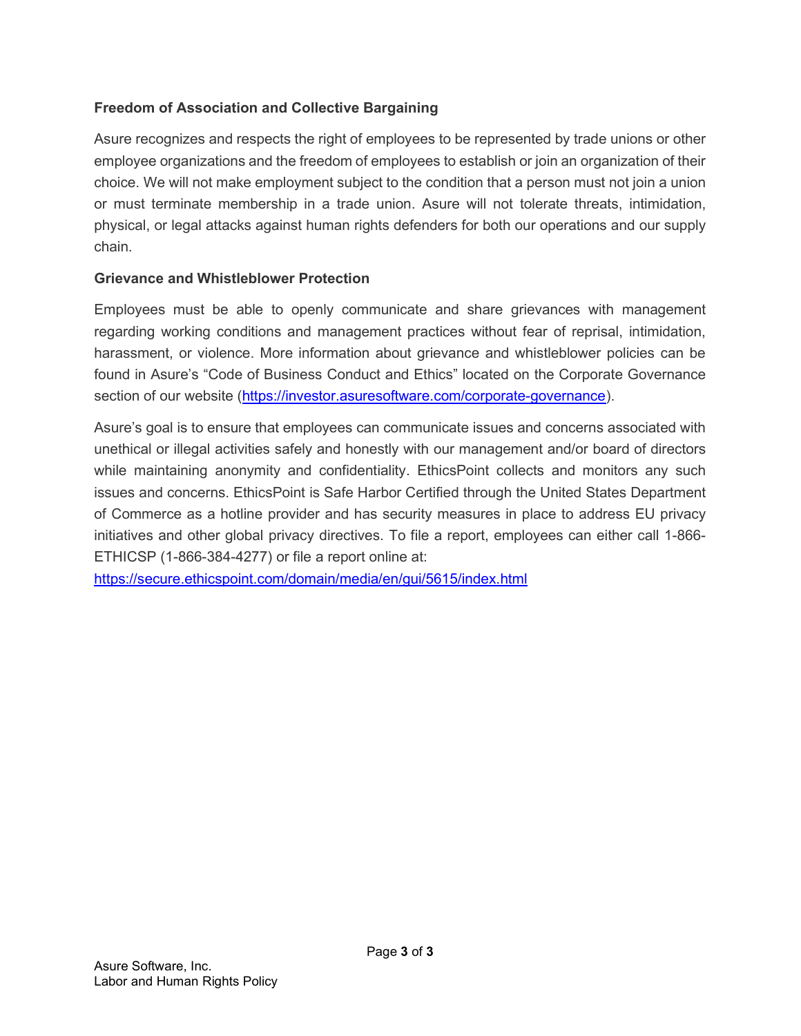### Freedom of Association and Collective Bargaining

Asure recognizes and respects the right of employees to be represented by trade unions or other employee organizations and the freedom of employees to establish or join an organization of their choice. We will not make employment subject to the condition that a person must not join a union or must terminate membership in a trade union. Asure will not tolerate threats, intimidation, physical, or legal attacks against human rights defenders for both our operations and our supply chain.

### Grievance and Whistleblower Protection

Employees must be able to openly communicate and share grievances with management regarding working conditions and management practices without fear of reprisal, intimidation, harassment, or violence. More information about grievance and whistleblower policies can be found in Asure's "Code of Business Conduct and Ethics" located on the Corporate Governance section of our website (https://investor.asuresoftware.com/corporate-governance).

Asure's goal is to ensure that employees can communicate issues and concerns associated with unethical or illegal activities safely and honestly with our management and/or board of directors while maintaining anonymity and confidentiality. EthicsPoint collects and monitors any such issues and concerns. EthicsPoint is Safe Harbor Certified through the United States Department of Commerce as a hotline provider and has security measures in place to address EU privacy initiatives and other global privacy directives. To file a report, employees can either call 1-866-ETHICSP (1-866-384-4277) or file a report online at: https://secure.ethicspoint.com/domain/media/en/gui/5615/index.html